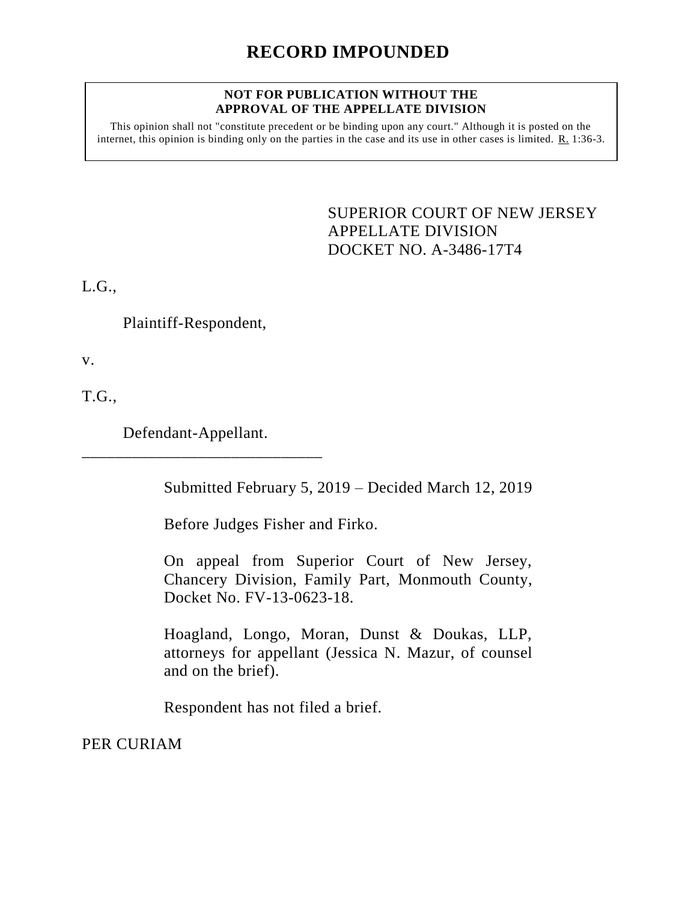# RECORD IMPOUNDED

**NOT FOR PUBLICATION WITHOUT THE APPROVAL OF THE APPELLATE DIVISION**

This opinion shall not "constitute precedent or be binding upon any court." Although it is posted on the internet, this opinion is binding only on the parties in the case and its use in other cases is limited. R. 1:36-3.

SUPERIOR COURT OF NEW JERSEY
APPELLATE DIVISION
DOCKET NO. A-3486-17T4

L.G.,

Plaintiff-Respondent,

v.

T.G.,

Defendant-Appellant.

______________________________

Submitted February 5, 2019 – Decided March 12, 2019

Before Judges Fisher and Firko.

On appeal from Superior Court of New Jersey, Chancery Division, Family Part, Monmouth County, Docket No. FV-13-0623-18.

Hoagland, Longo, Moran, Dunst & Doukas, LLP, attorneys for appellant (Jessica N. Mazur, of counsel and on the brief).

Respondent has not filed a brief.

PER CURIAM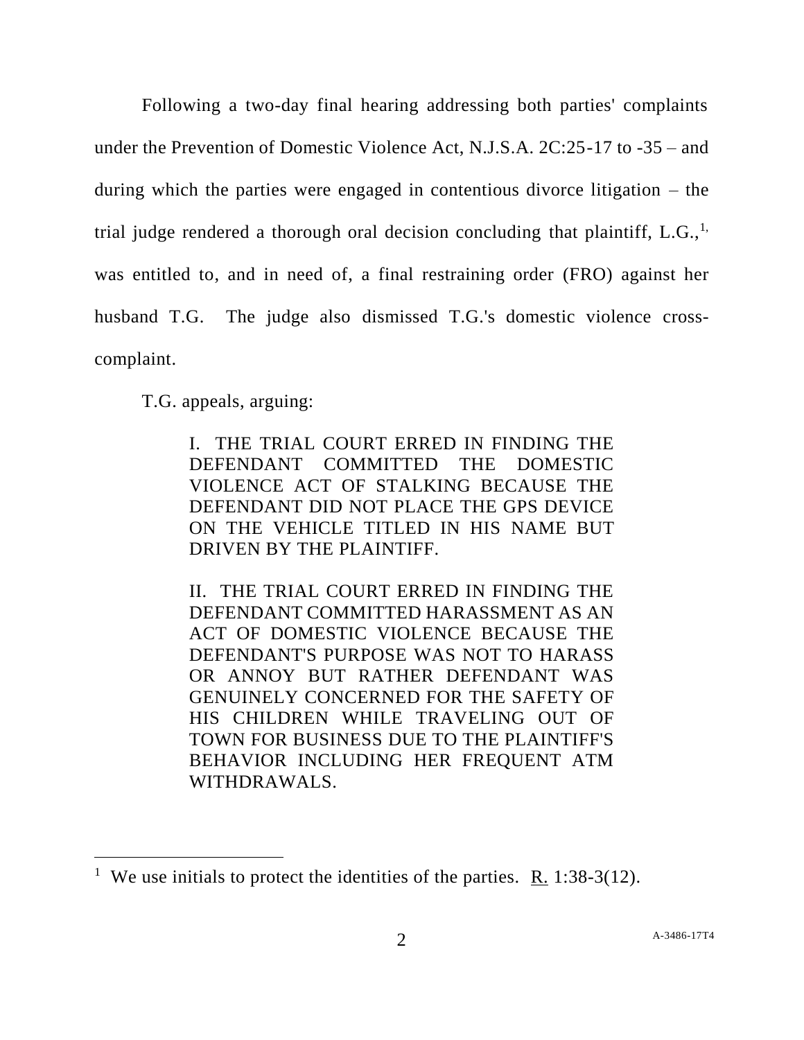Following a two-day final hearing addressing both parties' complaints under the Prevention of Domestic Violence Act, N.J.S.A. 2C:25-17 to -35 – and during which the parties were engaged in contentious divorce litigation – the trial judge rendered a thorough oral decision concluding that plaintiff, L.G.,[1], was entitled to, and in need of, a final restraining order (FRO) against her husband T.G. The judge also dismissed T.G.'s domestic violence cross-complaint.

T.G. appeals, arguing:

> I. THE TRIAL COURT ERRED IN FINDING THE DEFENDANT COMMITTED THE DOMESTIC VIOLENCE ACT OF STALKING BECAUSE THE DEFENDANT DID NOT PLACE THE GPS DEVICE ON THE VEHICLE TITLED IN HIS NAME BUT DRIVEN BY THE PLAINTIFF.
>
> II. THE TRIAL COURT ERRED IN FINDING THE DEFENDANT COMMITTED HARASSMENT AS AN ACT OF DOMESTIC VIOLENCE BECAUSE THE DEFENDANT'S PURPOSE WAS NOT TO HARASS OR ANNOY BUT RATHER DEFENDANT WAS GENUINELY CONCERNED FOR THE SAFETY OF HIS CHILDREN WHILE TRAVELING OUT OF TOWN FOR BUSINESS DUE TO THE PLAINTIFF'S BEHAVIOR INCLUDING HER FREQUENT ATM WITHDRAWALS.

---

[1] We use initials to protect the identities of the parties. R. 1:38-3(12).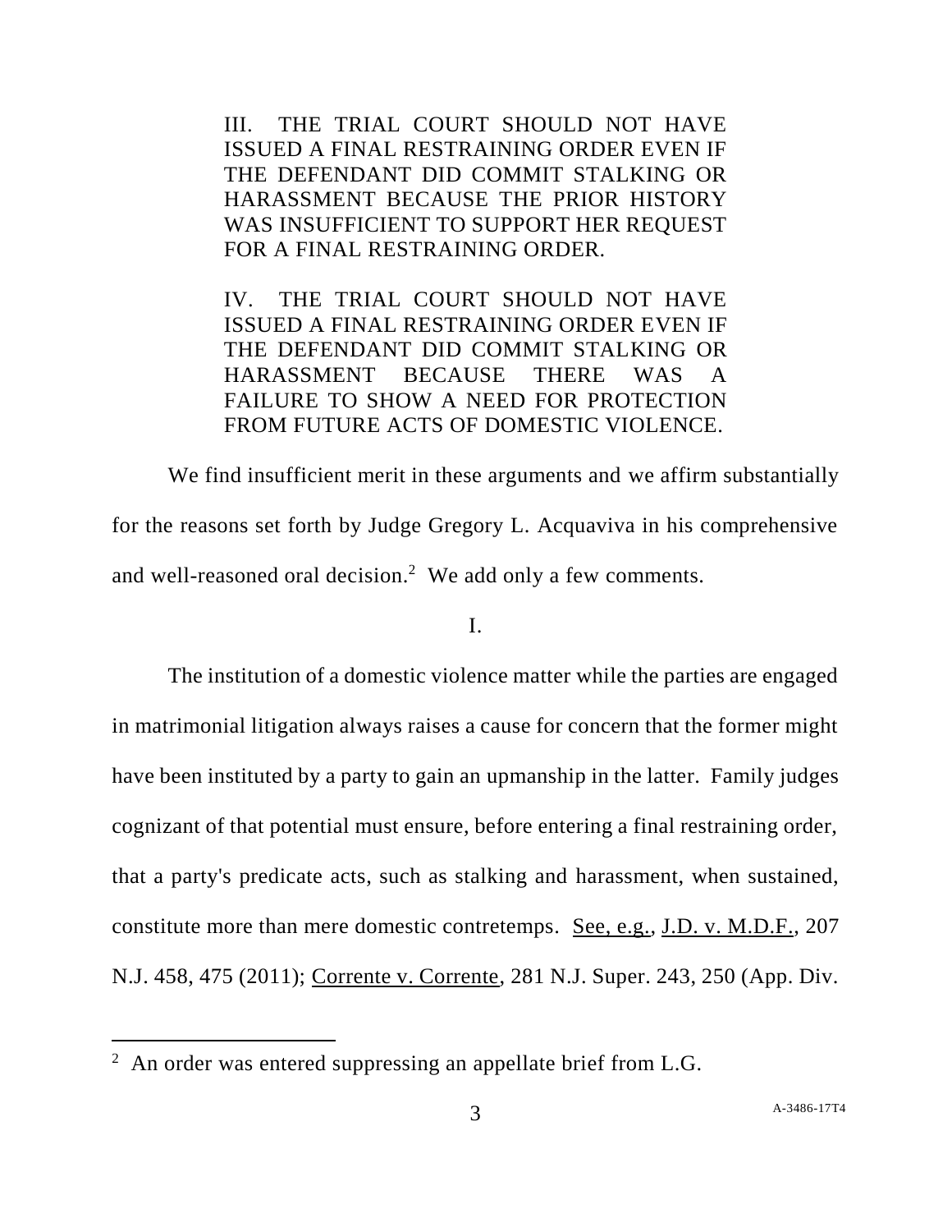> III. THE TRIAL COURT SHOULD NOT HAVE ISSUED A FINAL RESTRAINING ORDER EVEN IF THE DEFENDANT DID COMMIT STALKING OR HARASSMENT BECAUSE THE PRIOR HISTORY WAS INSUFFICIENT TO SUPPORT HER REQUEST FOR A FINAL RESTRAINING ORDER.
>
> IV. THE TRIAL COURT SHOULD NOT HAVE ISSUED A FINAL RESTRAINING ORDER EVEN IF THE DEFENDANT DID COMMIT STALKING OR HARASSMENT BECAUSE THERE WAS A FAILURE TO SHOW A NEED FOR PROTECTION FROM FUTURE ACTS OF DOMESTIC VIOLENCE.

We find insufficient merit in these arguments and we affirm substantially for the reasons set forth by Judge Gregory L. Acquaviva in his comprehensive and well-reasoned oral decision.[2] We add only a few comments.

I.

The institution of a domestic violence matter while the parties are engaged in matrimonial litigation always raises a cause for concern that the former might have been instituted by a party to gain an upmanship in the latter. Family judges cognizant of that potential must ensure, before entering a final restraining order, that a party's predicate acts, such as stalking and harassment, when sustained, constitute more than mere domestic contretemps. See, e.g., J.D. v. M.D.F., 207 N.J. 458, 475 (2011); Corrente v. Corrente, 281 N.J. Super. 243, 250 (App. Div.

[2] An order was entered suppressing an appellate brief from L.G.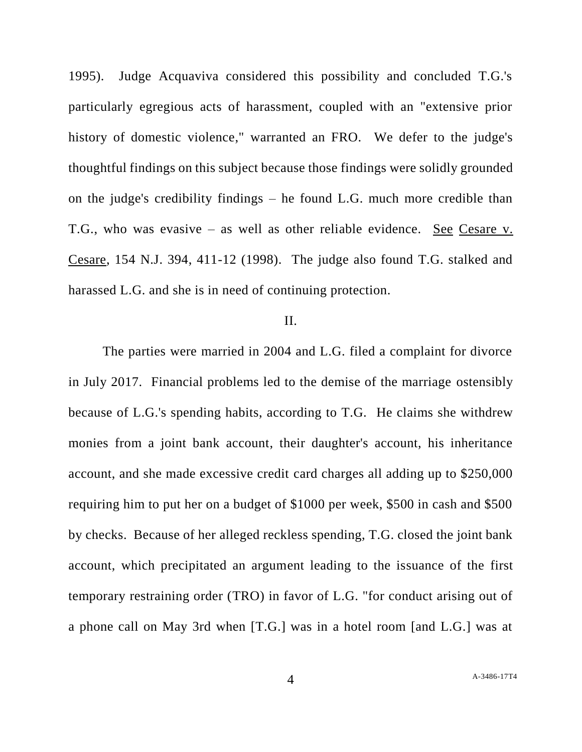1995). Judge Acquaviva considered this possibility and concluded T.G.'s particularly egregious acts of harassment, coupled with an "extensive prior history of domestic violence," warranted an FRO. We defer to the judge's thoughtful findings on this subject because those findings were solidly grounded on the judge's credibility findings – he found L.G. much more credible than T.G., who was evasive – as well as other reliable evidence. <u>See</u> <u>Cesare v. Cesare</u>, 154 N.J. 394, 411-12 (1998). The judge also found T.G. stalked and harassed L.G. and she is in need of continuing protection.

II.

The parties were married in 2004 and L.G. filed a complaint for divorce in July 2017. Financial problems led to the demise of the marriage ostensibly because of L.G.'s spending habits, according to T.G. He claims she withdrew monies from a joint bank account, their daughter's account, his inheritance account, and she made excessive credit card charges all adding up to $250,000 requiring him to put her on a budget of $1000 per week, $500 in cash and $500 by checks. Because of her alleged reckless spending, T.G. closed the joint bank account, which precipitated an argument leading to the issuance of the first temporary restraining order (TRO) in favor of L.G. "for conduct arising out of a phone call on May 3rd when [T.G.] was in a hotel room [and L.G.] was at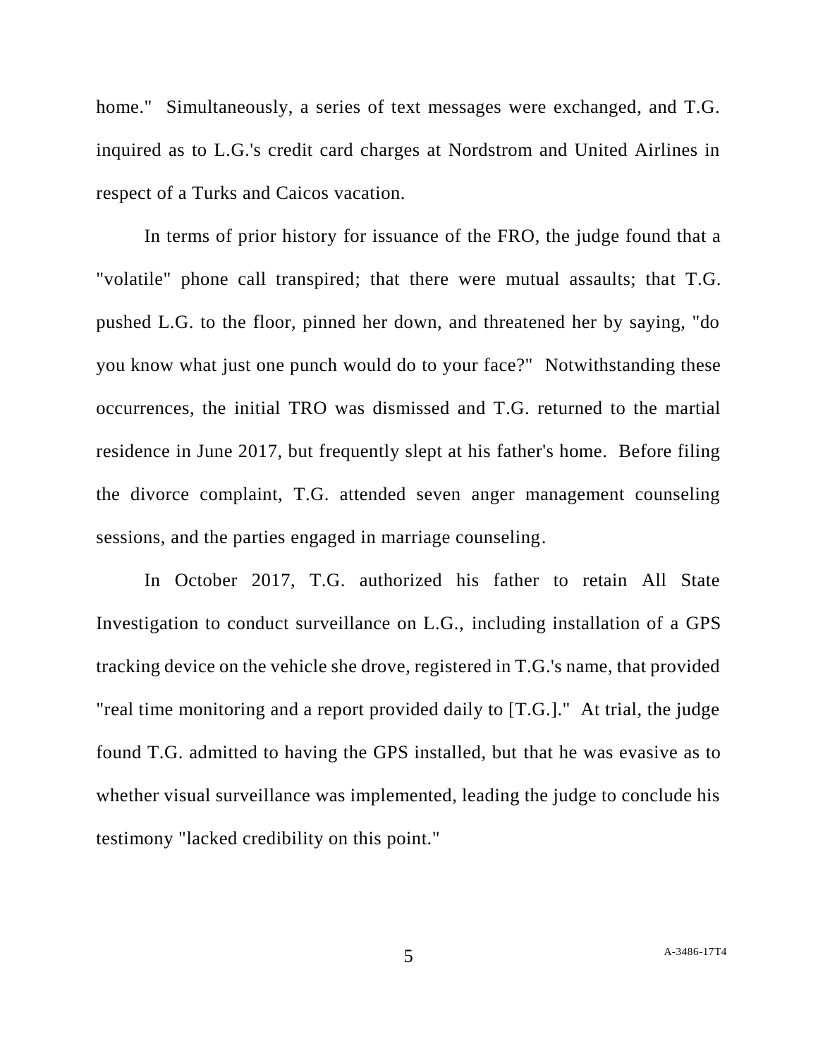home." Simultaneously, a series of text messages were exchanged, and T.G. inquired as to L.G.'s credit card charges at Nordstrom and United Airlines in respect of a Turks and Caicos vacation.

In terms of prior history for issuance of the FRO, the judge found that a "volatile" phone call transpired; that there were mutual assaults; that T.G. pushed L.G. to the floor, pinned her down, and threatened her by saying, "do you know what just one punch would do to your face?" Notwithstanding these occurrences, the initial TRO was dismissed and T.G. returned to the martial residence in June 2017, but frequently slept at his father's home. Before filing the divorce complaint, T.G. attended seven anger management counseling sessions, and the parties engaged in marriage counseling.

In October 2017, T.G. authorized his father to retain All State Investigation to conduct surveillance on L.G., including installation of a GPS tracking device on the vehicle she drove, registered in T.G.'s name, that provided "real time monitoring and a report provided daily to [T.G.]." At trial, the judge found T.G. admitted to having the GPS installed, but that he was evasive as to whether visual surveillance was implemented, leading the judge to conclude his testimony "lacked credibility on this point."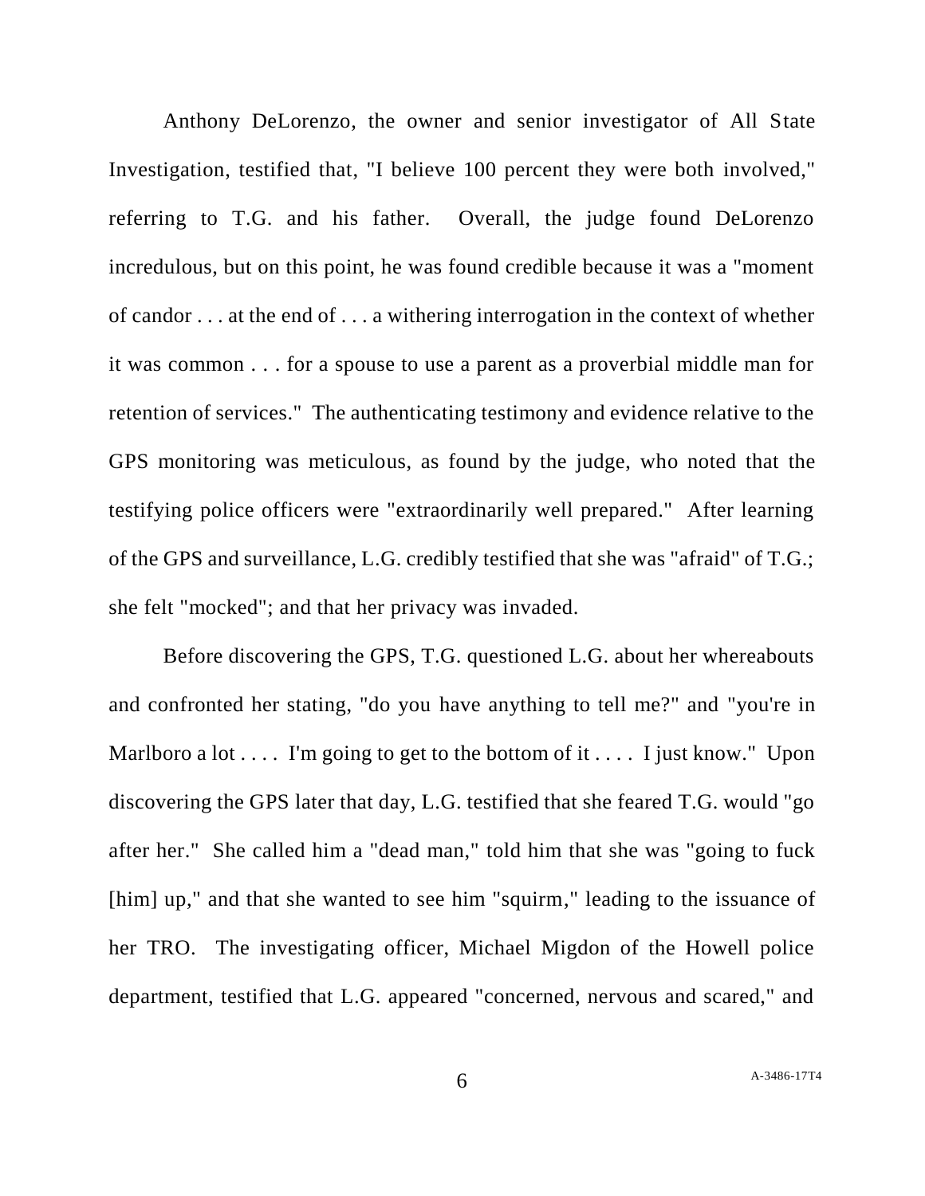Anthony DeLorenzo, the owner and senior investigator of All State Investigation, testified that, "I believe 100 percent they were both involved," referring to T.G. and his father. Overall, the judge found DeLorenzo incredulous, but on this point, he was found credible because it was a "moment of candor . . . at the end of . . . a withering interrogation in the context of whether it was common . . . for a spouse to use a parent as a proverbial middle man for retention of services." The authenticating testimony and evidence relative to the GPS monitoring was meticulous, as found by the judge, who noted that the testifying police officers were "extraordinarily well prepared." After learning of the GPS and surveillance, L.G. credibly testified that she was "afraid" of T.G.; she felt "mocked"; and that her privacy was invaded.

Before discovering the GPS, T.G. questioned L.G. about her whereabouts and confronted her stating, "do you have anything to tell me?" and "you're in Marlboro a lot . . . . I'm going to get to the bottom of it . . . . I just know." Upon discovering the GPS later that day, L.G. testified that she feared T.G. would "go after her." She called him a "dead man," told him that she was "going to fuck [him] up," and that she wanted to see him "squirm," leading to the issuance of her TRO. The investigating officer, Michael Migdon of the Howell police department, testified that L.G. appeared "concerned, nervous and scared," and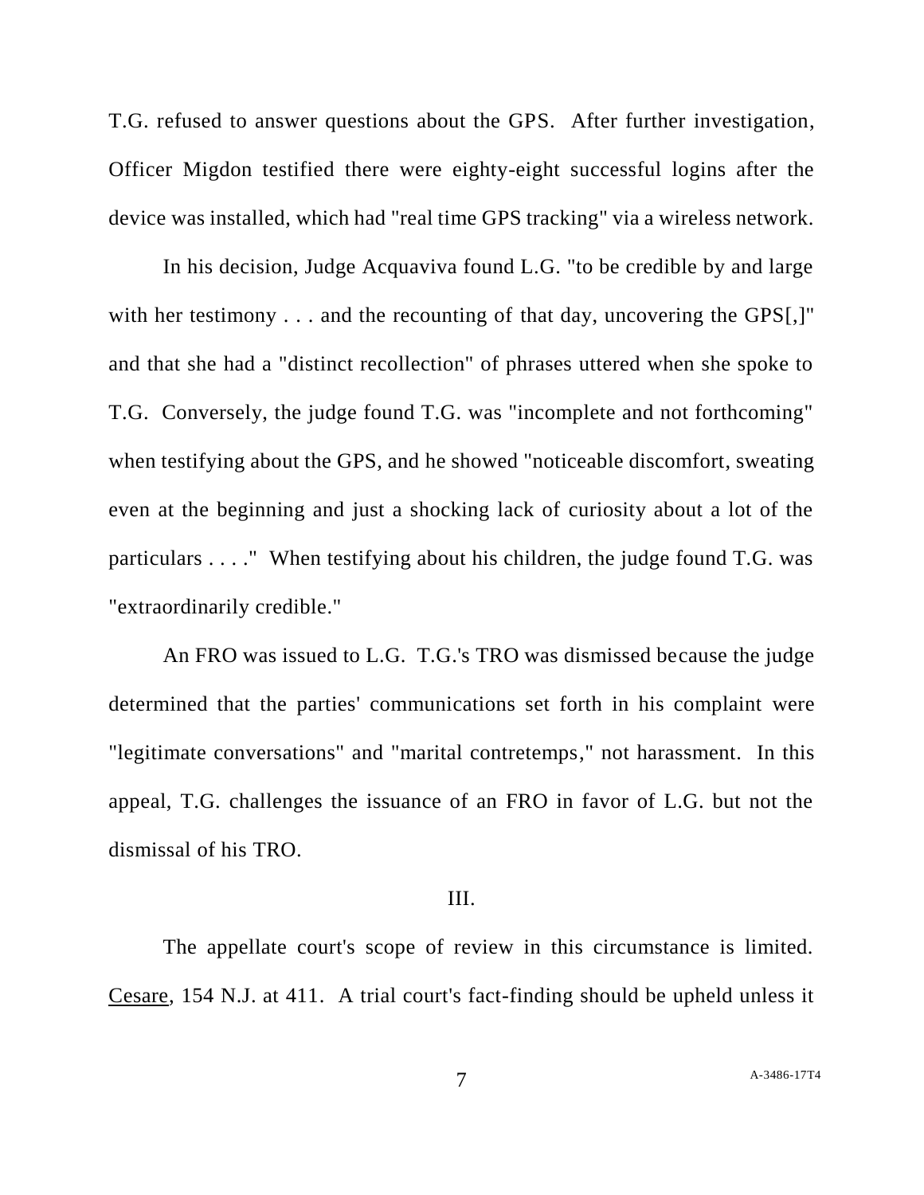T.G. refused to answer questions about the GPS. After further investigation, Officer Migdon testified there were eighty-eight successful logins after the device was installed, which had "real time GPS tracking" via a wireless network.

In his decision, Judge Acquaviva found L.G. "to be credible by and large with her testimony . . . and the recounting of that day, uncovering the GPS[,]" and that she had a "distinct recollection" of phrases uttered when she spoke to T.G. Conversely, the judge found T.G. was "incomplete and not forthcoming" when testifying about the GPS, and he showed "noticeable discomfort, sweating even at the beginning and just a shocking lack of curiosity about a lot of the particulars . . . ." When testifying about his children, the judge found T.G. was "extraordinarily credible."

An FRO was issued to L.G. T.G.'s TRO was dismissed because the judge determined that the parties' communications set forth in his complaint were "legitimate conversations" and "marital contretemps," not harassment. In this appeal, T.G. challenges the issuance of an FRO in favor of L.G. but not the dismissal of his TRO.

## III.

The appellate court's scope of review in this circumstance is limited. Cesare, 154 N.J. at 411. A trial court's fact-finding should be upheld unless it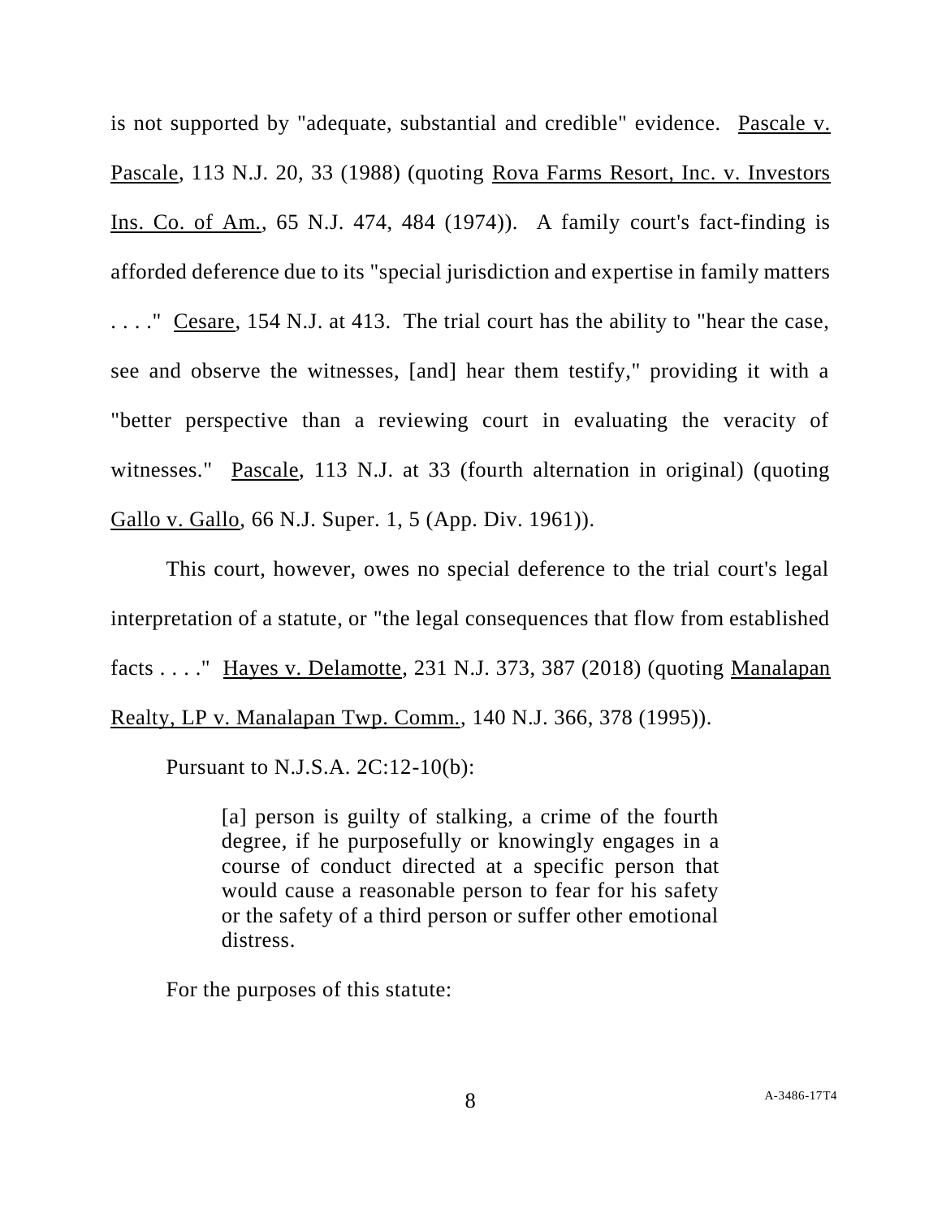is not supported by "adequate, substantial and credible" evidence. Pascale v. Pascale, 113 N.J. 20, 33 (1988) (quoting Rova Farms Resort, Inc. v. Investors Ins. Co. of Am., 65 N.J. 474, 484 (1974)). A family court's fact-finding is afforded deference due to its "special jurisdiction and expertise in family matters . . . ." Cesare, 154 N.J. at 413. The trial court has the ability to "hear the case, see and observe the witnesses, [and] hear them testify," providing it with a "better perspective than a reviewing court in evaluating the veracity of witnesses." Pascale, 113 N.J. at 33 (fourth alternation in original) (quoting Gallo v. Gallo, 66 N.J. Super. 1, 5 (App. Div. 1961)).

This court, however, owes no special deference to the trial court's legal interpretation of a statute, or "the legal consequences that flow from established facts . . . ." Hayes v. Delamotte, 231 N.J. 373, 387 (2018) (quoting Manalapan Realty, LP v. Manalapan Twp. Comm., 140 N.J. 366, 378 (1995)).

Pursuant to N.J.S.A. 2C:12-10(b):

> [a] person is guilty of stalking, a crime of the fourth degree, if he purposefully or knowingly engages in a course of conduct directed at a specific person that would cause a reasonable person to fear for his safety or the safety of a third person or suffer other emotional distress.

For the purposes of this statute: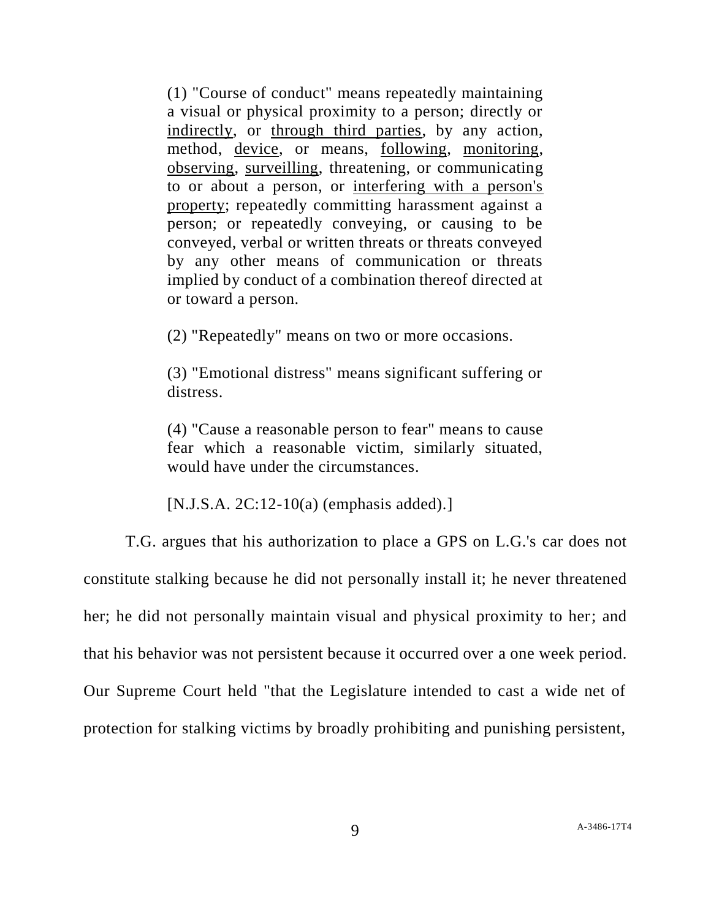> (1) "Course of conduct" means repeatedly maintaining a visual or physical proximity to a person; directly or <u>indirectly</u>, or <u>through third parties</u>, by any action, method, <u>device</u>, or means, <u>following</u>, <u>monitoring</u>, <u>observing</u>, <u>surveilling</u>, threatening, or communicating to or about a person, or <u>interfering with a person's property</u>; repeatedly committing harassment against a person; or repeatedly conveying, or causing to be conveyed, verbal or written threats or threats conveyed by any other means of communication or threats implied by conduct of a combination thereof directed at or toward a person.
>
> (2) "Repeatedly" means on two or more occasions.
>
> (3) "Emotional distress" means significant suffering or distress.
>
> (4) "Cause a reasonable person to fear" means to cause fear which a reasonable victim, similarly situated, would have under the circumstances.
>
> [N.J.S.A. 2C:12-10(a) (emphasis added).]

T.G. argues that his authorization to place a GPS on L.G.'s car does not constitute stalking because he did not personally install it; he never threatened her; he did not personally maintain visual and physical proximity to her; and that his behavior was not persistent because it occurred over a one week period. Our Supreme Court held "that the Legislature intended to cast a wide net of protection for stalking victims by broadly prohibiting and punishing persistent,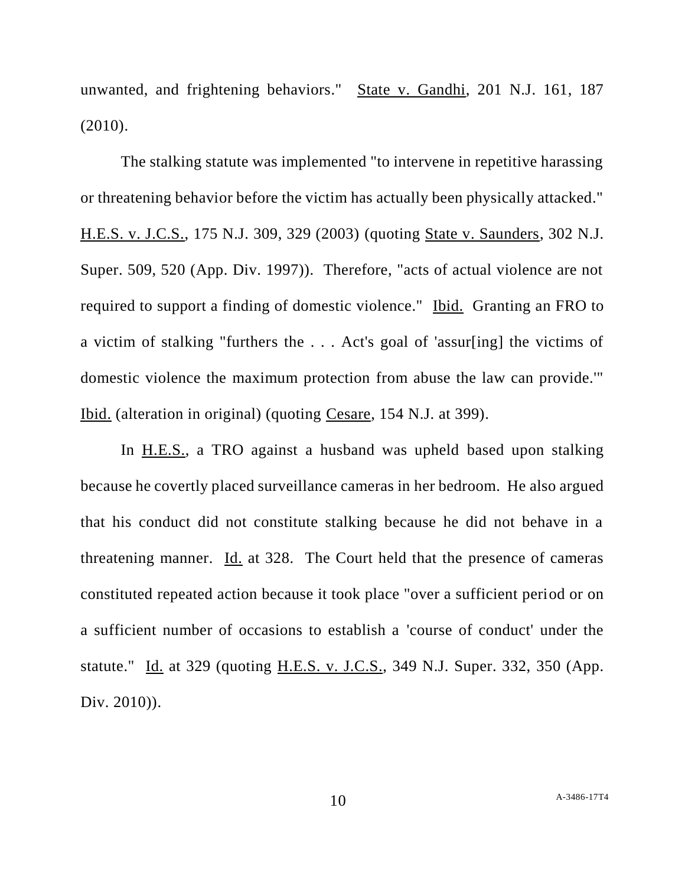unwanted, and frightening behaviors." State v. Gandhi, 201 N.J. 161, 187 (2010).

The stalking statute was implemented "to intervene in repetitive harassing or threatening behavior before the victim has actually been physically attacked." H.E.S. v. J.C.S., 175 N.J. 309, 329 (2003) (quoting State v. Saunders, 302 N.J. Super. 509, 520 (App. Div. 1997)). Therefore, "acts of actual violence are not required to support a finding of domestic violence." Ibid. Granting an FRO to a victim of stalking "furthers the . . . Act's goal of 'assur[ing] the victims of domestic violence the maximum protection from abuse the law can provide.'" Ibid. (alteration in original) (quoting Cesare, 154 N.J. at 399).

In H.E.S., a TRO against a husband was upheld based upon stalking because he covertly placed surveillance cameras in her bedroom. He also argued that his conduct did not constitute stalking because he did not behave in a threatening manner. Id. at 328. The Court held that the presence of cameras constituted repeated action because it took place "over a sufficient period or on a sufficient number of occasions to establish a 'course of conduct' under the statute." Id. at 329 (quoting H.E.S. v. J.C.S., 349 N.J. Super. 332, 350 (App. Div. 2010)).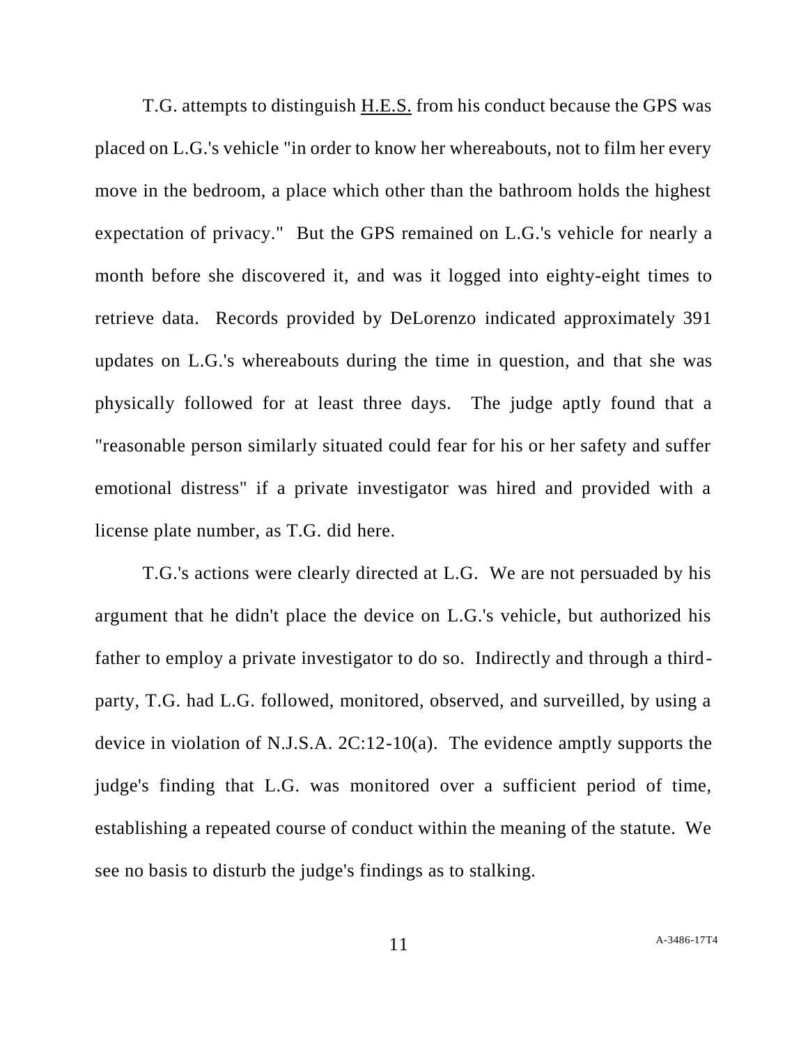T.G. attempts to distinguish H.E.S. from his conduct because the GPS was placed on L.G.'s vehicle "in order to know her whereabouts, not to film her every move in the bedroom, a place which other than the bathroom holds the highest expectation of privacy." But the GPS remained on L.G.'s vehicle for nearly a month before she discovered it, and was it logged into eighty-eight times to retrieve data. Records provided by DeLorenzo indicated approximately 391 updates on L.G.'s whereabouts during the time in question, and that she was physically followed for at least three days. The judge aptly found that a "reasonable person similarly situated could fear for his or her safety and suffer emotional distress" if a private investigator was hired and provided with a license plate number, as T.G. did here.

T.G.'s actions were clearly directed at L.G. We are not persuaded by his argument that he didn't place the device on L.G.'s vehicle, but authorized his father to employ a private investigator to do so. Indirectly and through a third-party, T.G. had L.G. followed, monitored, observed, and surveilled, by using a device in violation of N.J.S.A. 2C:12-10(a). The evidence amptly supports the judge's finding that L.G. was monitored over a sufficient period of time, establishing a repeated course of conduct within the meaning of the statute. We see no basis to disturb the judge's findings as to stalking.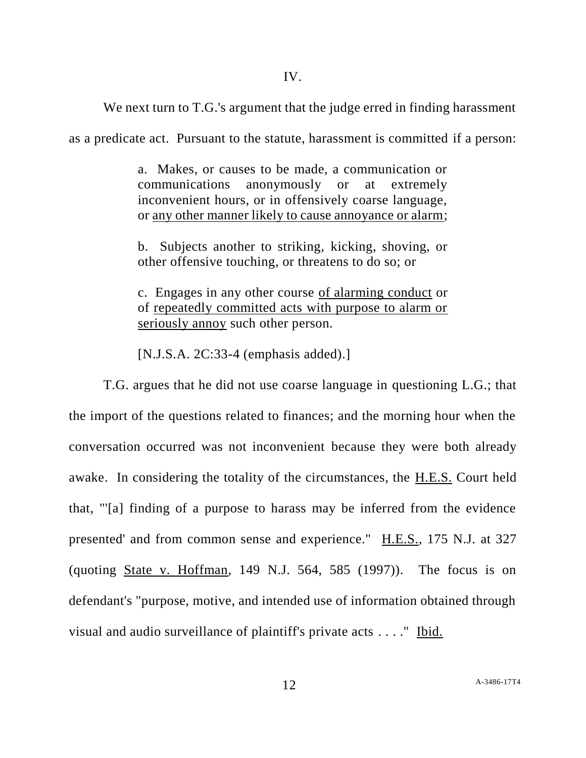IV.

We next turn to T.G.'s argument that the judge erred in finding harassment as a predicate act. Pursuant to the statute, harassment is committed if a person:

> a. Makes, or causes to be made, a communication or communications anonymously or at extremely inconvenient hours, or in offensively coarse language, or <u>any other manner likely to cause annoyance or alarm</u>;
>
> b. Subjects another to striking, kicking, shoving, or other offensive touching, or threatens to do so; or
>
> c. Engages in any other course <u>of alarming conduct</u> or of <u>repeatedly committed acts with purpose to alarm or seriously annoy</u> such other person.
>
> [N.J.S.A. 2C:33-4 (emphasis added).]

T.G. argues that he did not use coarse language in questioning L.G.; that the import of the questions related to finances; and the morning hour when the conversation occurred was not inconvenient because they were both already awake. In considering the totality of the circumstances, the <u>H.E.S.</u> Court held that, "'[a] finding of a purpose to harass may be inferred from the evidence presented' and from common sense and experience." <u>H.E.S.</u>, 175 N.J. at 327 (quoting <u>State v. Hoffman</u>, 149 N.J. 564, 585 (1997)). The focus is on defendant's "purpose, motive, and intended use of information obtained through visual and audio surveillance of plaintiff's private acts . . . ." <u>Ibid.</u>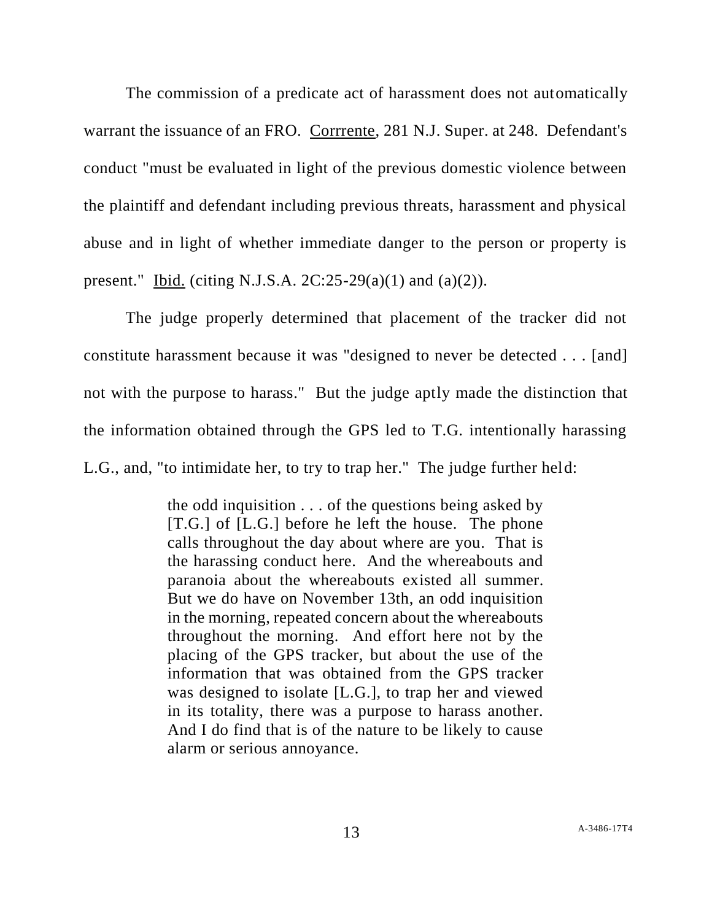The commission of a predicate act of harassment does not automatically warrant the issuance of an FRO. Corrrente, 281 N.J. Super. at 248. Defendant's conduct "must be evaluated in light of the previous domestic violence between the plaintiff and defendant including previous threats, harassment and physical abuse and in light of whether immediate danger to the person or property is present." Ibid. (citing N.J.S.A. 2C:25-29(a)(1) and (a)(2)).

The judge properly determined that placement of the tracker did not constitute harassment because it was "designed to never be detected . . . [and] not with the purpose to harass." But the judge aptly made the distinction that the information obtained through the GPS led to T.G. intentionally harassing L.G., and, "to intimidate her, to try to trap her." The judge further held:

> the odd inquisition . . . of the questions being asked by [T.G.] of [L.G.] before he left the house. The phone calls throughout the day about where are you. That is the harassing conduct here. And the whereabouts and paranoia about the whereabouts existed all summer. But we do have on November 13th, an odd inquisition in the morning, repeated concern about the whereabouts throughout the morning. And effort here not by the placing of the GPS tracker, but about the use of the information that was obtained from the GPS tracker was designed to isolate [L.G.], to trap her and viewed in its totality, there was a purpose to harass another. And I do find that is of the nature to be likely to cause alarm or serious annoyance.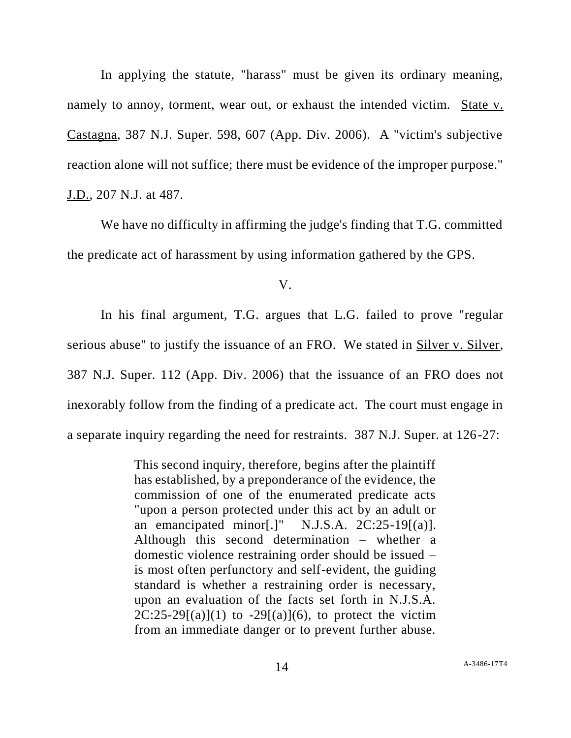In applying the statute, "harass" must be given its ordinary meaning, namely to annoy, torment, wear out, or exhaust the intended victim. State v. Castagna, 387 N.J. Super. 598, 607 (App. Div. 2006). A "victim's subjective reaction alone will not suffice; there must be evidence of the improper purpose." J.D., 207 N.J. at 487.

We have no difficulty in affirming the judge's finding that T.G. committed the predicate act of harassment by using information gathered by the GPS.

V.

In his final argument, T.G. argues that L.G. failed to prove "regular serious abuse" to justify the issuance of an FRO. We stated in Silver v. Silver, 387 N.J. Super. 112 (App. Div. 2006) that the issuance of an FRO does not inexorably follow from the finding of a predicate act. The court must engage in a separate inquiry regarding the need for restraints. 387 N.J. Super. at 126-27:

> This second inquiry, therefore, begins after the plaintiff has established, by a preponderance of the evidence, the commission of one of the enumerated predicate acts "upon a person protected under this act by an adult or an emancipated minor[.]" N.J.S.A. 2C:25-19[(a)]. Although this second determination – whether a domestic violence restraining order should be issued – is most often perfunctory and self-evident, the guiding standard is whether a restraining order is necessary, upon an evaluation of the facts set forth in N.J.S.A. 2C:25-29[(a)](1) to -29[(a)](6), to protect the victim from an immediate danger or to prevent further abuse.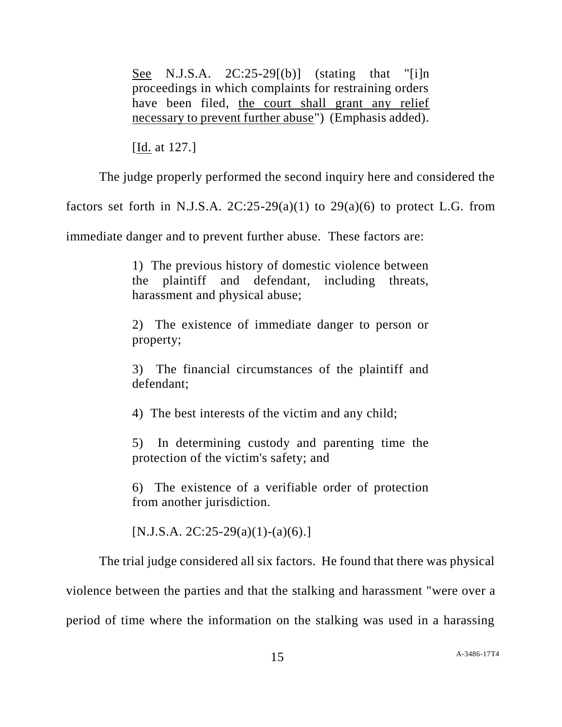> See N.J.S.A. 2C:25-29[(b)] (stating that "[i]n proceedings in which complaints for restraining orders have been filed, <u>the court shall grant any relief necessary to prevent further abuse</u>") (Emphasis added).
>
> [Id. at 127.]

The judge properly performed the second inquiry here and considered the factors set forth in N.J.S.A. 2C:25-29(a)(1) to 29(a)(6) to protect L.G. from immediate danger and to prevent further abuse. These factors are:

> 1) The previous history of domestic violence between the plaintiff and defendant, including threats, harassment and physical abuse;
>
> 2) The existence of immediate danger to person or property;
>
> 3) The financial circumstances of the plaintiff and defendant;
>
> 4) The best interests of the victim and any child;
>
> 5) In determining custody and parenting time the protection of the victim's safety; and
>
> 6) The existence of a verifiable order of protection from another jurisdiction.
>
> [N.J.S.A. 2C:25-29(a)(1)-(a)(6).]

The trial judge considered all six factors. He found that there was physical violence between the parties and that the stalking and harassment "were over a period of time where the information on the stalking was used in a harassing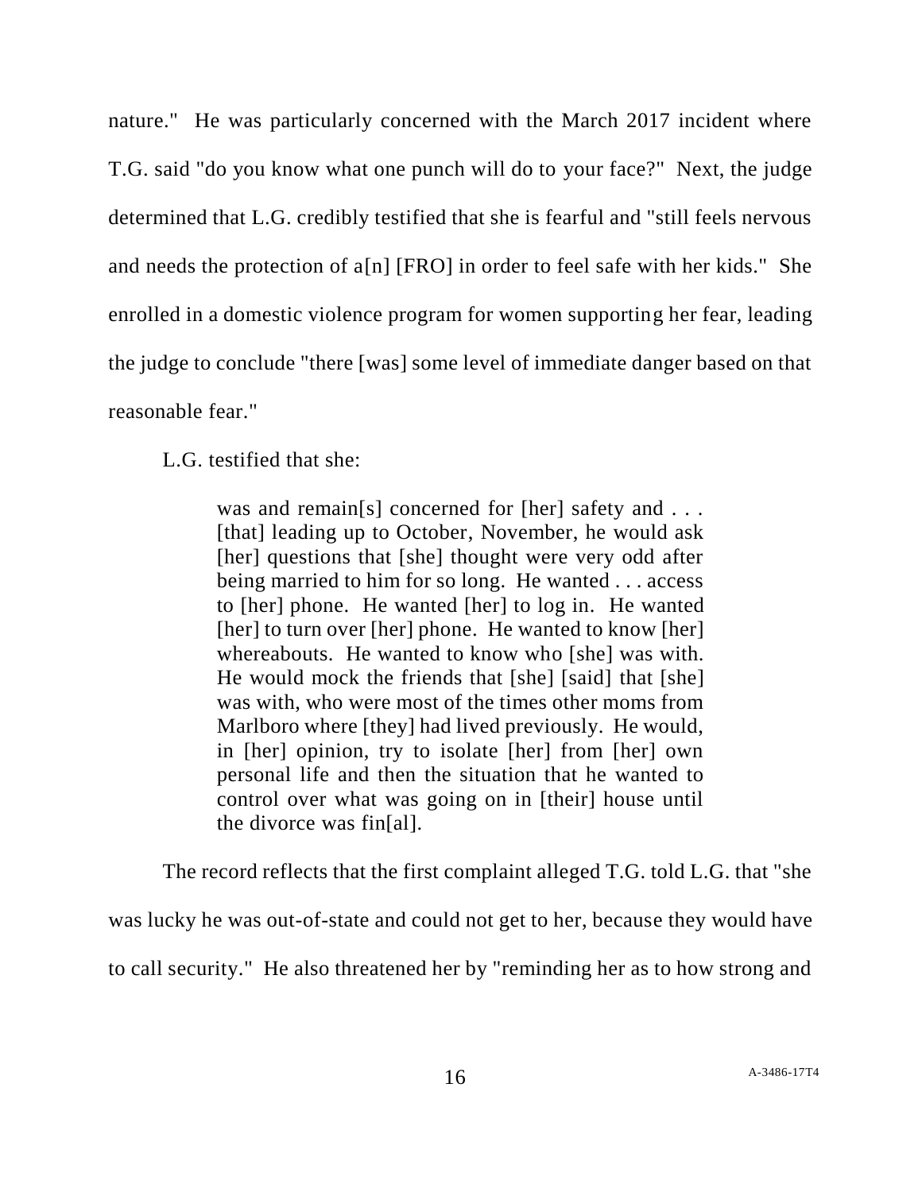nature." He was particularly concerned with the March 2017 incident where T.G. said "do you know what one punch will do to your face?" Next, the judge determined that L.G. credibly testified that she is fearful and "still feels nervous and needs the protection of a[n] [FRO] in order to feel safe with her kids." She enrolled in a domestic violence program for women supporting her fear, leading the judge to conclude "there [was] some level of immediate danger based on that reasonable fear."

L.G. testified that she:

> was and remain[s] concerned for [her] safety and . . . [that] leading up to October, November, he would ask [her] questions that [she] thought were very odd after being married to him for so long. He wanted . . . access to [her] phone. He wanted [her] to log in. He wanted [her] to turn over [her] phone. He wanted to know [her] whereabouts. He wanted to know who [she] was with. He would mock the friends that [she] [said] that [she] was with, who were most of the times other moms from Marlboro where [they] had lived previously. He would, in [her] opinion, try to isolate [her] from [her] own personal life and then the situation that he wanted to control over what was going on in [their] house until the divorce was fin[al].

The record reflects that the first complaint alleged T.G. told L.G. that "she was lucky he was out-of-state and could not get to her, because they would have to call security." He also threatened her by "reminding her as to how strong and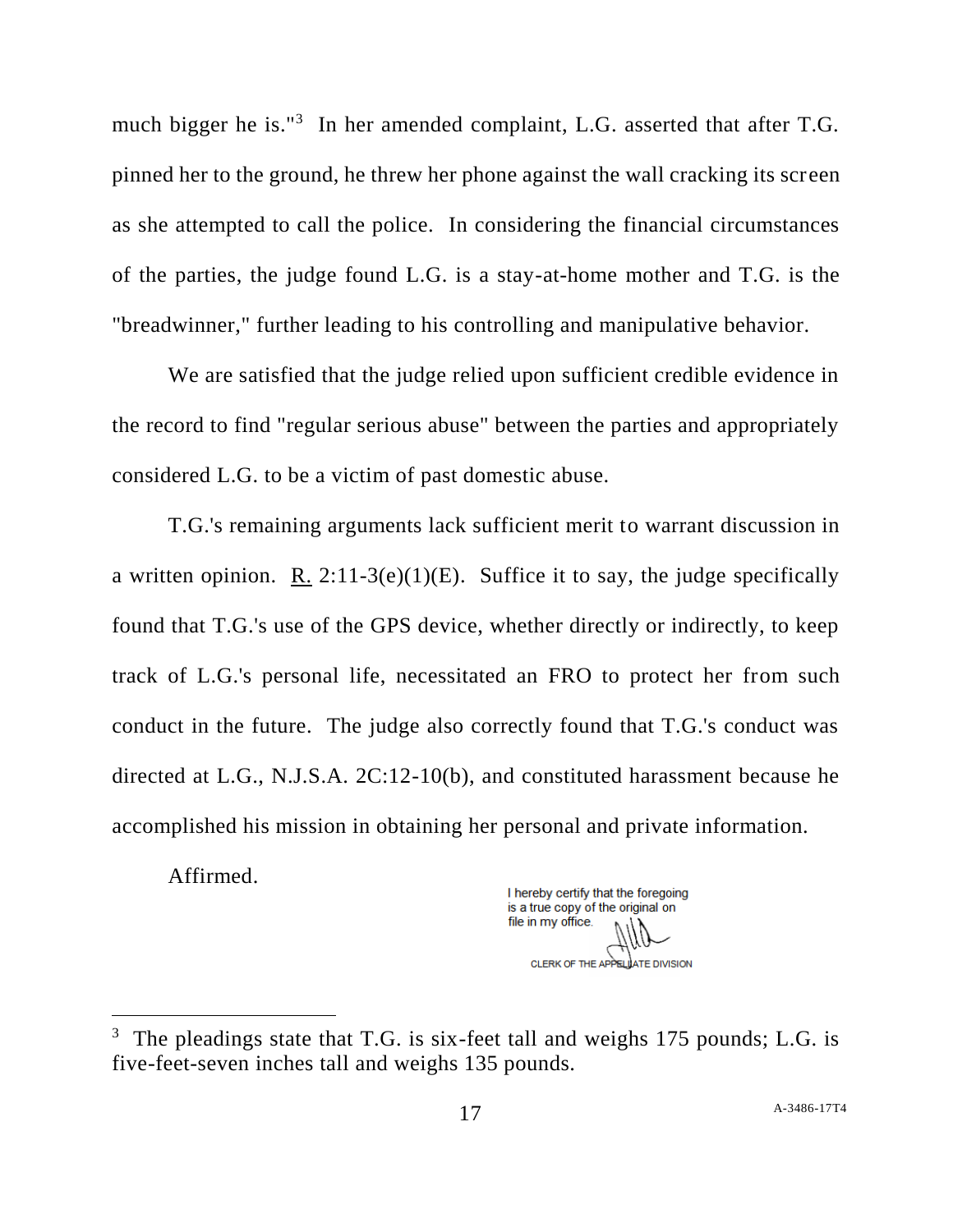much bigger he is."[3] In her amended complaint, L.G. asserted that after T.G. pinned her to the ground, he threw her phone against the wall cracking its screen as she attempted to call the police. In considering the financial circumstances of the parties, the judge found L.G. is a stay-at-home mother and T.G. is the "breadwinner," further leading to his controlling and manipulative behavior.

We are satisfied that the judge relied upon sufficient credible evidence in the record to find "regular serious abuse" between the parties and appropriately considered L.G. to be a victim of past domestic abuse.

T.G.'s remaining arguments lack sufficient merit to warrant discussion in a written opinion. R. 2:11-3(e)(1)(E). Suffice it to say, the judge specifically found that T.G.'s use of the GPS device, whether directly or indirectly, to keep track of L.G.'s personal life, necessitated an FRO to protect her from such conduct in the future. The judge also correctly found that T.G.'s conduct was directed at L.G., N.J.S.A. 2C:12-10(b), and constituted harassment because he accomplished his mission in obtaining her personal and private information.

Affirmed.

I hereby certify that the foregoing is a true copy of the original on file in my office.

CLERK OF THE APPELLATE DIVISION

---

[3] The pleadings state that T.G. is six-feet tall and weighs 175 pounds; L.G. is five-feet-seven inches tall and weighs 135 pounds.